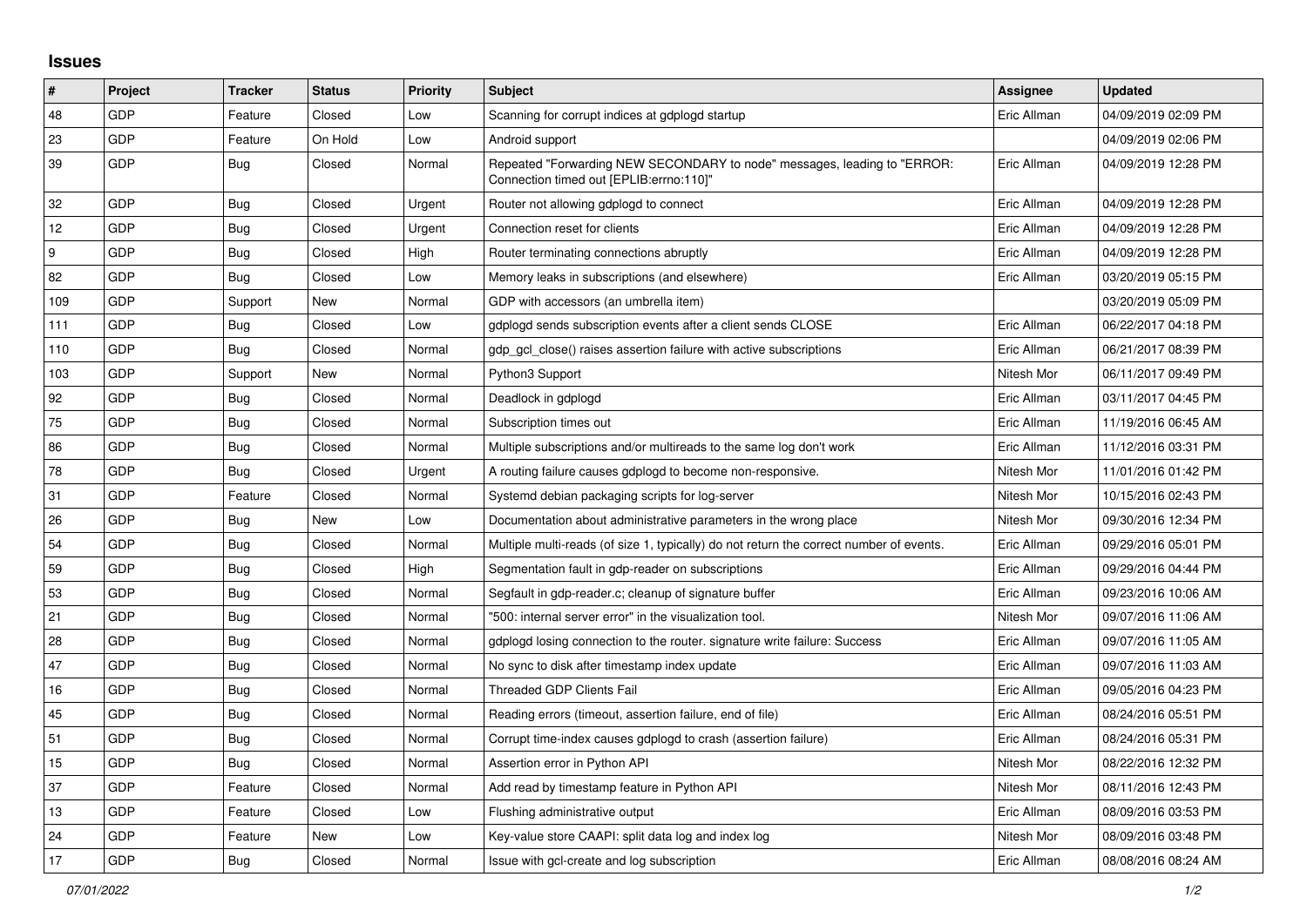## Issues

| # | Project | Tracker | Status | Priority | Subject | Assignee | Updated |
|---|---|---|---|---|---|---|---|
| 48 | GDP | Feature | Closed | Low | Scanning for corrupt indices at gdplogd startup | Eric Allman | 04/09/2019 02:09 PM |
| 23 | GDP | Feature | On Hold | Low | Android support | | 04/09/2019 02:06 PM |
| 39 | GDP | Bug | Closed | Normal | Repeated "Forwarding NEW SECONDARY to node" messages, leading to "ERROR: Connection timed out [EPLIB:errno:110]" | Eric Allman | 04/09/2019 12:28 PM |
| 32 | GDP | Bug | Closed | Urgent | Router not allowing gdplogd to connect | Eric Allman | 04/09/2019 12:28 PM |
| 12 | GDP | Bug | Closed | Urgent | Connection reset for clients | Eric Allman | 04/09/2019 12:28 PM |
| 9 | GDP | Bug | Closed | High | Router terminating connections abruptly | Eric Allman | 04/09/2019 12:28 PM |
| 82 | GDP | Bug | Closed | Low | Memory leaks in subscriptions (and elsewhere) | Eric Allman | 03/20/2019 05:15 PM |
| 109 | GDP | Support | New | Normal | GDP with accessors (an umbrella item) | | 03/20/2019 05:09 PM |
| 111 | GDP | Bug | Closed | Low | gdplogd sends subscription events after a client sends CLOSE | Eric Allman | 06/22/2017 04:18 PM |
| 110 | GDP | Bug | Closed | Normal | gdp_gcl_close() raises assertion failure with active subscriptions | Eric Allman | 06/21/2017 08:39 PM |
| 103 | GDP | Support | New | Normal | Python3 Support | Nitesh Mor | 06/11/2017 09:49 PM |
| 92 | GDP | Bug | Closed | Normal | Deadlock in gdplogd | Eric Allman | 03/11/2017 04:45 PM |
| 75 | GDP | Bug | Closed | Normal | Subscription times out | Eric Allman | 11/19/2016 06:45 AM |
| 86 | GDP | Bug | Closed | Normal | Multiple subscriptions and/or multireads to the same log don't work | Eric Allman | 11/12/2016 03:31 PM |
| 78 | GDP | Bug | Closed | Urgent | A routing failure causes gdplogd to become non-responsive. | Nitesh Mor | 11/01/2016 01:42 PM |
| 31 | GDP | Feature | Closed | Normal | Systemd debian packaging scripts for log-server | Nitesh Mor | 10/15/2016 02:43 PM |
| 26 | GDP | Bug | New | Low | Documentation about administrative parameters in the wrong place | Nitesh Mor | 09/30/2016 12:34 PM |
| 54 | GDP | Bug | Closed | Normal | Multiple multi-reads (of size 1, typically) do not return the correct number of events. | Eric Allman | 09/29/2016 05:01 PM |
| 59 | GDP | Bug | Closed | High | Segmentation fault in gdp-reader on subscriptions | Eric Allman | 09/29/2016 04:44 PM |
| 53 | GDP | Bug | Closed | Normal | Segfault in gdp-reader.c; cleanup of signature buffer | Eric Allman | 09/23/2016 10:06 AM |
| 21 | GDP | Bug | Closed | Normal | "500: internal server error" in the visualization tool. | Nitesh Mor | 09/07/2016 11:06 AM |
| 28 | GDP | Bug | Closed | Normal | gdplogd losing connection to the router. signature write failure: Success | Eric Allman | 09/07/2016 11:05 AM |
| 47 | GDP | Bug | Closed | Normal | No sync to disk after timestamp index update | Eric Allman | 09/07/2016 11:03 AM |
| 16 | GDP | Bug | Closed | Normal | Threaded GDP Clients Fail | Eric Allman | 09/05/2016 04:23 PM |
| 45 | GDP | Bug | Closed | Normal | Reading errors (timeout, assertion failure, end of file) | Eric Allman | 08/24/2016 05:51 PM |
| 51 | GDP | Bug | Closed | Normal | Corrupt time-index causes gdplogd to crash (assertion failure) | Eric Allman | 08/24/2016 05:31 PM |
| 15 | GDP | Bug | Closed | Normal | Assertion error in Python API | Nitesh Mor | 08/22/2016 12:32 PM |
| 37 | GDP | Feature | Closed | Normal | Add read by timestamp feature in Python API | Nitesh Mor | 08/11/2016 12:43 PM |
| 13 | GDP | Feature | Closed | Low | Flushing administrative output | Eric Allman | 08/09/2016 03:53 PM |
| 24 | GDP | Feature | New | Low | Key-value store CAAPI: split data log and index log | Nitesh Mor | 08/09/2016 03:48 PM |
| 17 | GDP | Bug | Closed | Normal | Issue with gcl-create and log subscription | Eric Allman | 08/08/2016 08:24 AM |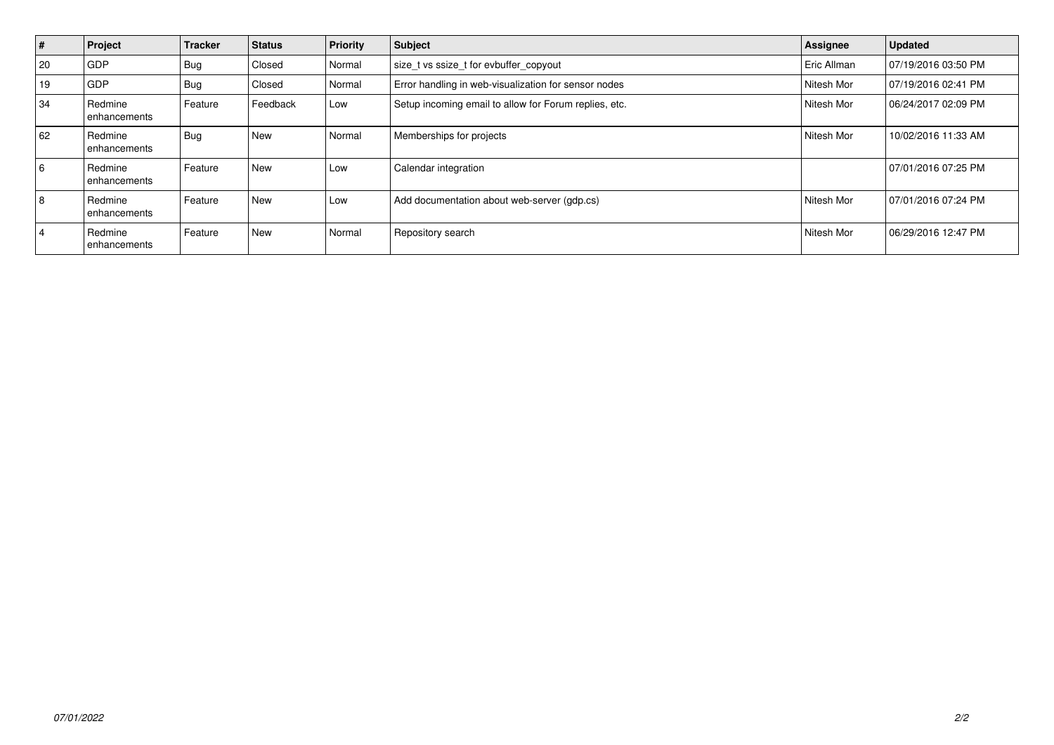| # | Project | Tracker | Status | Priority | Subject | Assignee | Updated |
|---|---|---|---|---|---|---|---|
| 20 | GDP | Bug | Closed | Normal | size_t vs ssize_t for evbuffer_copyout | Eric Allman | 07/19/2016 03:50 PM |
| 19 | GDP | Bug | Closed | Normal | Error handling in web-visualization for sensor nodes | Nitesh Mor | 07/19/2016 02:41 PM |
| 34 | Redmine enhancements | Feature | Feedback | Low | Setup incoming email to allow for Forum replies, etc. | Nitesh Mor | 06/24/2017 02:09 PM |
| 62 | Redmine enhancements | Bug | New | Normal | Memberships for projects | Nitesh Mor | 10/02/2016 11:33 AM |
| 6 | Redmine enhancements | Feature | New | Low | Calendar integration | | 07/01/2016 07:25 PM |
| 8 | Redmine enhancements | Feature | New | Low | Add documentation about web-server (gdp.cs) | Nitesh Mor | 07/01/2016 07:24 PM |
| 4 | Redmine enhancements | Feature | New | Normal | Repository search | Nitesh Mor | 06/29/2016 12:47 PM |